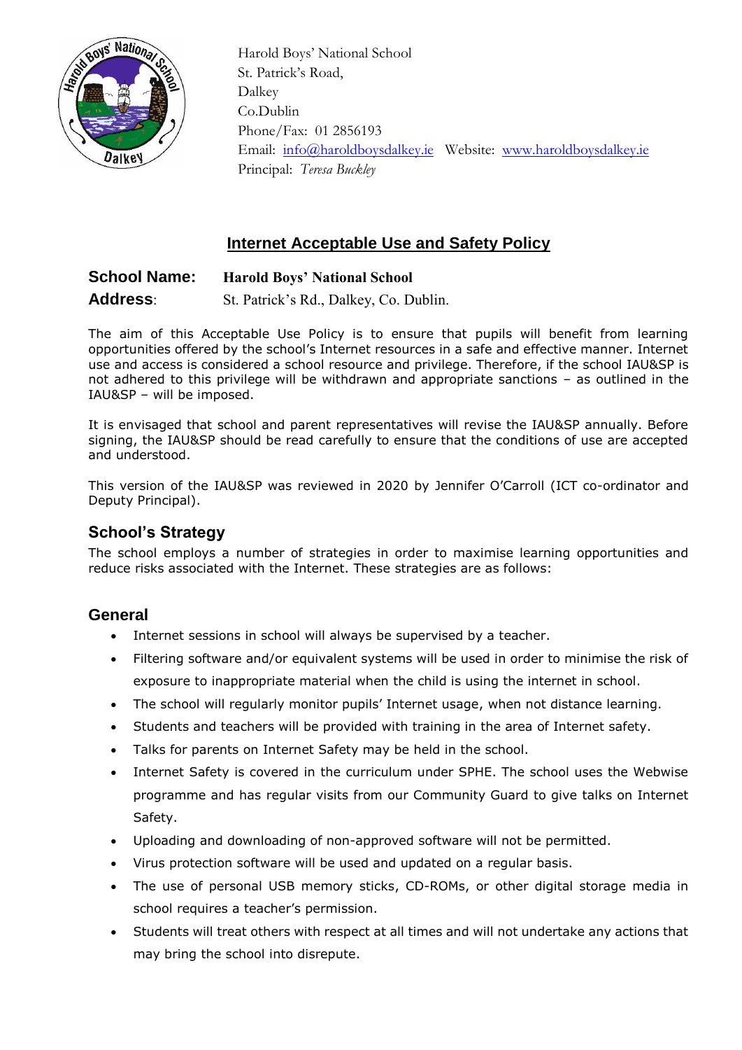Harold Boys' National School
St. Patrick's Road,
Dalkey
Co.Dublin
Phone/Fax: 01 2856193
Email: info@haroldboysdalkey.ie Website: www.haroldboysdalkey.ie
Principal: *Teresa Buckley*

# Internet Acceptable Use and Safety Policy

**School Name:** **Harold Boys' National School**

**Address**: St. Patrick's Rd., Dalkey, Co. Dublin.

The aim of this Acceptable Use Policy is to ensure that pupils will benefit from learning opportunities offered by the school's Internet resources in a safe and effective manner. Internet use and access is considered a school resource and privilege. Therefore, if the school IAU&SP is not adhered to this privilege will be withdrawn and appropriate sanctions – as outlined in the IAU&SP – will be imposed.

It is envisaged that school and parent representatives will revise the IAU&SP annually. Before signing, the IAU&SP should be read carefully to ensure that the conditions of use are accepted and understood.

This version of the IAU&SP was reviewed in 2020 by Jennifer O'Carroll (ICT co-ordinator and Deputy Principal).

## School's Strategy

The school employs a number of strategies in order to maximise learning opportunities and reduce risks associated with the Internet. These strategies are as follows:

## General

- Internet sessions in school will always be supervised by a teacher.
- Filtering software and/or equivalent systems will be used in order to minimise the risk of exposure to inappropriate material when the child is using the internet in school.
- The school will regularly monitor pupils' Internet usage, when not distance learning.
- Students and teachers will be provided with training in the area of Internet safety.
- Talks for parents on Internet Safety may be held in the school.
- Internet Safety is covered in the curriculum under SPHE. The school uses the Webwise programme and has regular visits from our Community Guard to give talks on Internet Safety.
- Uploading and downloading of non-approved software will not be permitted.
- Virus protection software will be used and updated on a regular basis.
- The use of personal USB memory sticks, CD-ROMs, or other digital storage media in school requires a teacher's permission.
- Students will treat others with respect at all times and will not undertake any actions that may bring the school into disrepute.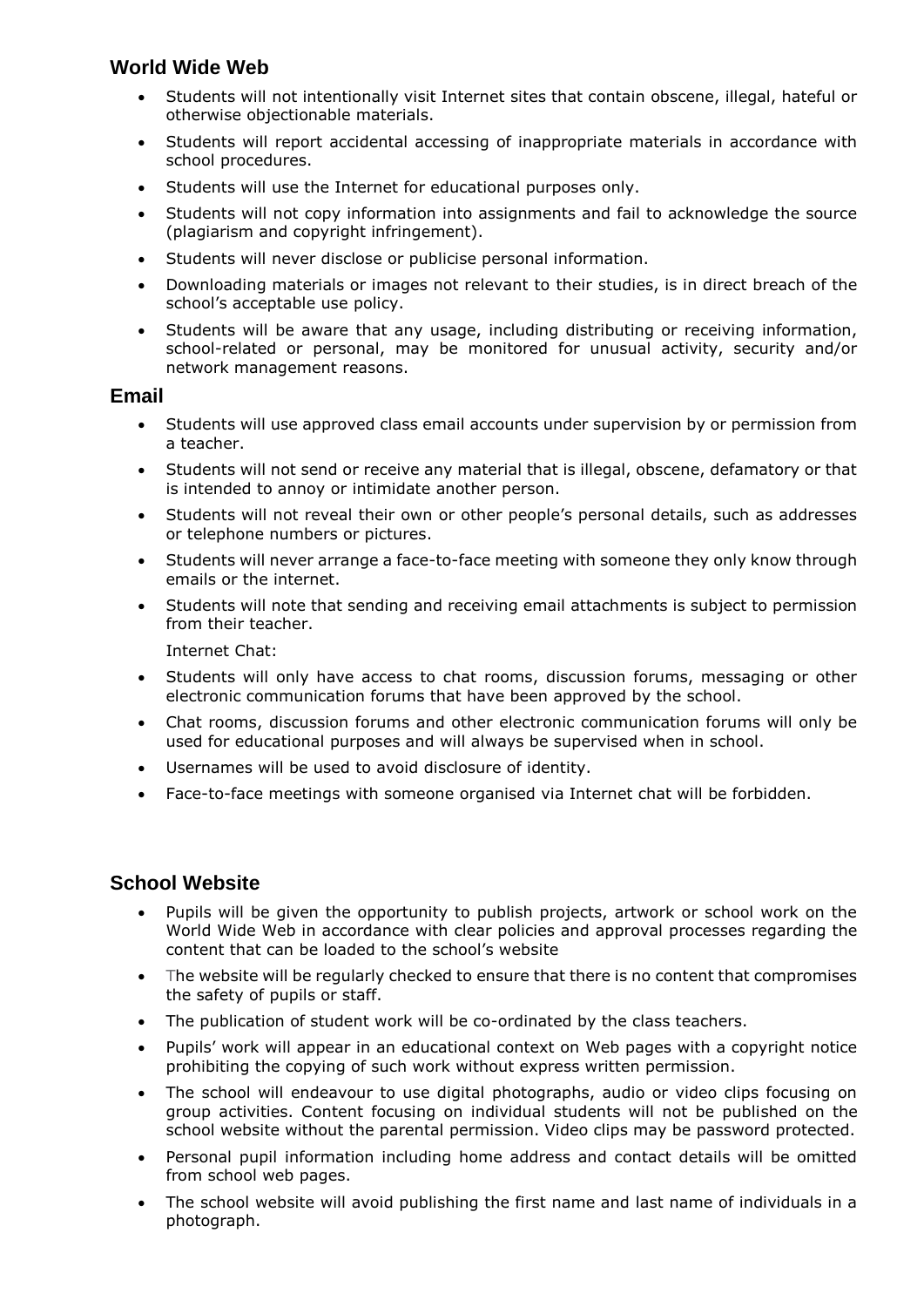## World Wide Web

- Students will not intentionally visit Internet sites that contain obscene, illegal, hateful or otherwise objectionable materials.
- Students will report accidental accessing of inappropriate materials in accordance with school procedures.
- Students will use the Internet for educational purposes only.
- Students will not copy information into assignments and fail to acknowledge the source (plagiarism and copyright infringement).
- Students will never disclose or publicise personal information.
- Downloading materials or images not relevant to their studies, is in direct breach of the school's acceptable use policy.
- Students will be aware that any usage, including distributing or receiving information, school-related or personal, may be monitored for unusual activity, security and/or network management reasons.

## Email

- Students will use approved class email accounts under supervision by or permission from a teacher.
- Students will not send or receive any material that is illegal, obscene, defamatory or that is intended to annoy or intimidate another person.
- Students will not reveal their own or other people's personal details, such as addresses or telephone numbers or pictures.
- Students will never arrange a face-to-face meeting with someone they only know through emails or the internet.
- Students will note that sending and receiving email attachments is subject to permission from their teacher.

  Internet Chat:

- Students will only have access to chat rooms, discussion forums, messaging or other electronic communication forums that have been approved by the school.
- Chat rooms, discussion forums and other electronic communication forums will only be used for educational purposes and will always be supervised when in school.
- Usernames will be used to avoid disclosure of identity.
- Face-to-face meetings with someone organised via Internet chat will be forbidden.

## School Website

- Pupils will be given the opportunity to publish projects, artwork or school work on the World Wide Web in accordance with clear policies and approval processes regarding the content that can be loaded to the school's website
- The website will be regularly checked to ensure that there is no content that compromises the safety of pupils or staff.
- The publication of student work will be co-ordinated by the class teachers.
- Pupils' work will appear in an educational context on Web pages with a copyright notice prohibiting the copying of such work without express written permission.
- The school will endeavour to use digital photographs, audio or video clips focusing on group activities. Content focusing on individual students will not be published on the school website without the parental permission. Video clips may be password protected.
- Personal pupil information including home address and contact details will be omitted from school web pages.
- The school website will avoid publishing the first name and last name of individuals in a photograph.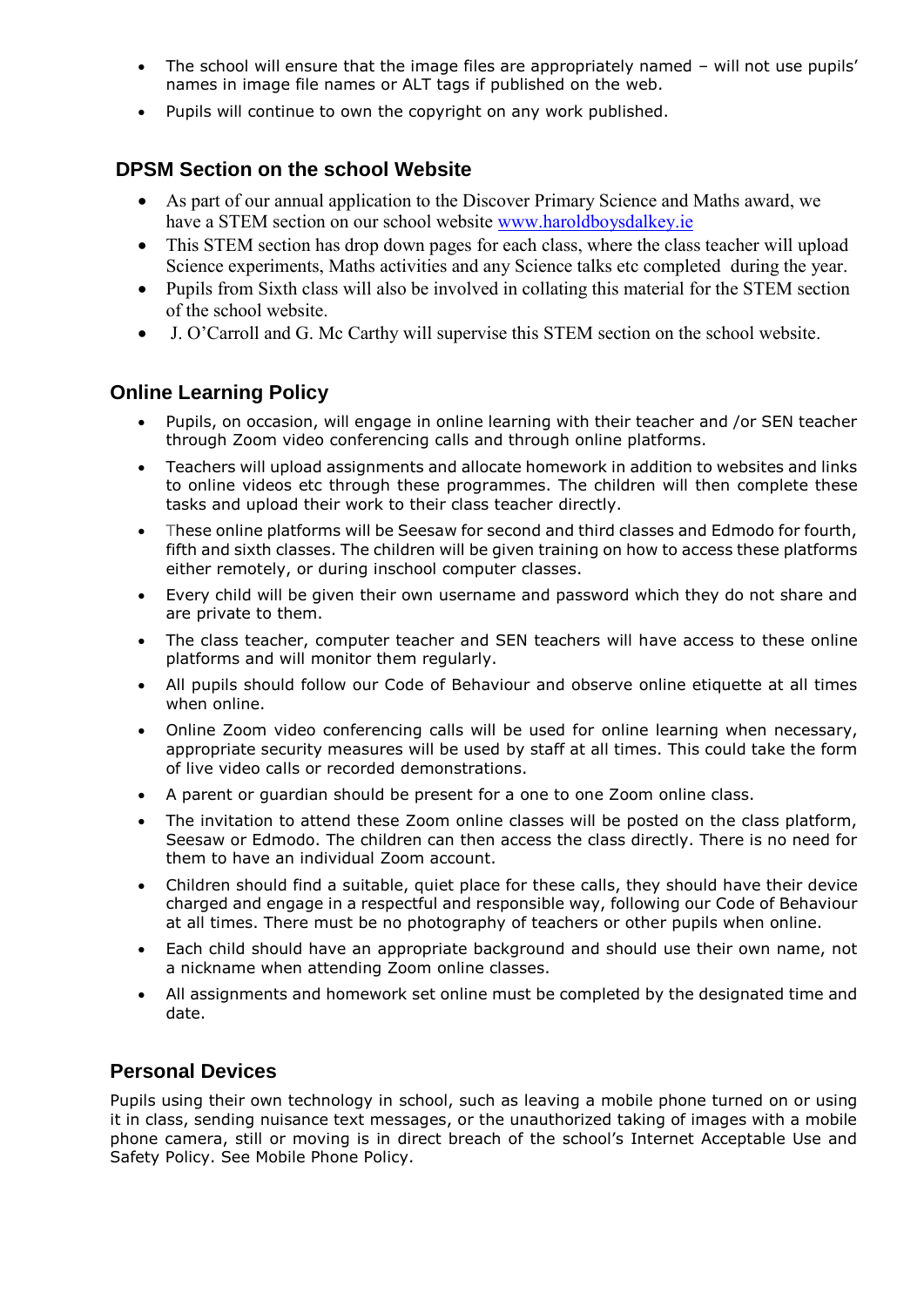- The school will ensure that the image files are appropriately named – will not use pupils' names in image file names or ALT tags if published on the web.
- Pupils will continue to own the copyright on any work published.

## DPSM Section on the school Website

- As part of our annual application to the Discover Primary Science and Maths award, we have a STEM section on our school website www.haroldboysdalkey.ie
- This STEM section has drop down pages for each class, where the class teacher will upload Science experiments, Maths activities and any Science talks etc completed during the year.
- Pupils from Sixth class will also be involved in collating this material for the STEM section of the school website.
- J. O'Carroll and G. Mc Carthy will supervise this STEM section on the school website.

## Online Learning Policy

- Pupils, on occasion, will engage in online learning with their teacher and /or SEN teacher through Zoom video conferencing calls and through online platforms.
- Teachers will upload assignments and allocate homework in addition to websites and links to online videos etc through these programmes. The children will then complete these tasks and upload their work to their class teacher directly.
- These online platforms will be Seesaw for second and third classes and Edmodo for fourth, fifth and sixth classes. The children will be given training on how to access these platforms either remotely, or during inschool computer classes.
- Every child will be given their own username and password which they do not share and are private to them.
- The class teacher, computer teacher and SEN teachers will have access to these online platforms and will monitor them regularly.
- All pupils should follow our Code of Behaviour and observe online etiquette at all times when online.
- Online Zoom video conferencing calls will be used for online learning when necessary, appropriate security measures will be used by staff at all times. This could take the form of live video calls or recorded demonstrations.
- A parent or guardian should be present for a one to one Zoom online class.
- The invitation to attend these Zoom online classes will be posted on the class platform, Seesaw or Edmodo. The children can then access the class directly. There is no need for them to have an individual Zoom account.
- Children should find a suitable, quiet place for these calls, they should have their device charged and engage in a respectful and responsible way, following our Code of Behaviour at all times. There must be no photography of teachers or other pupils when online.
- Each child should have an appropriate background and should use their own name, not a nickname when attending Zoom online classes.
- All assignments and homework set online must be completed by the designated time and date.

## Personal Devices

Pupils using their own technology in school, such as leaving a mobile phone turned on or using it in class, sending nuisance text messages, or the unauthorized taking of images with a mobile phone camera, still or moving is in direct breach of the school's Internet Acceptable Use and Safety Policy. See Mobile Phone Policy.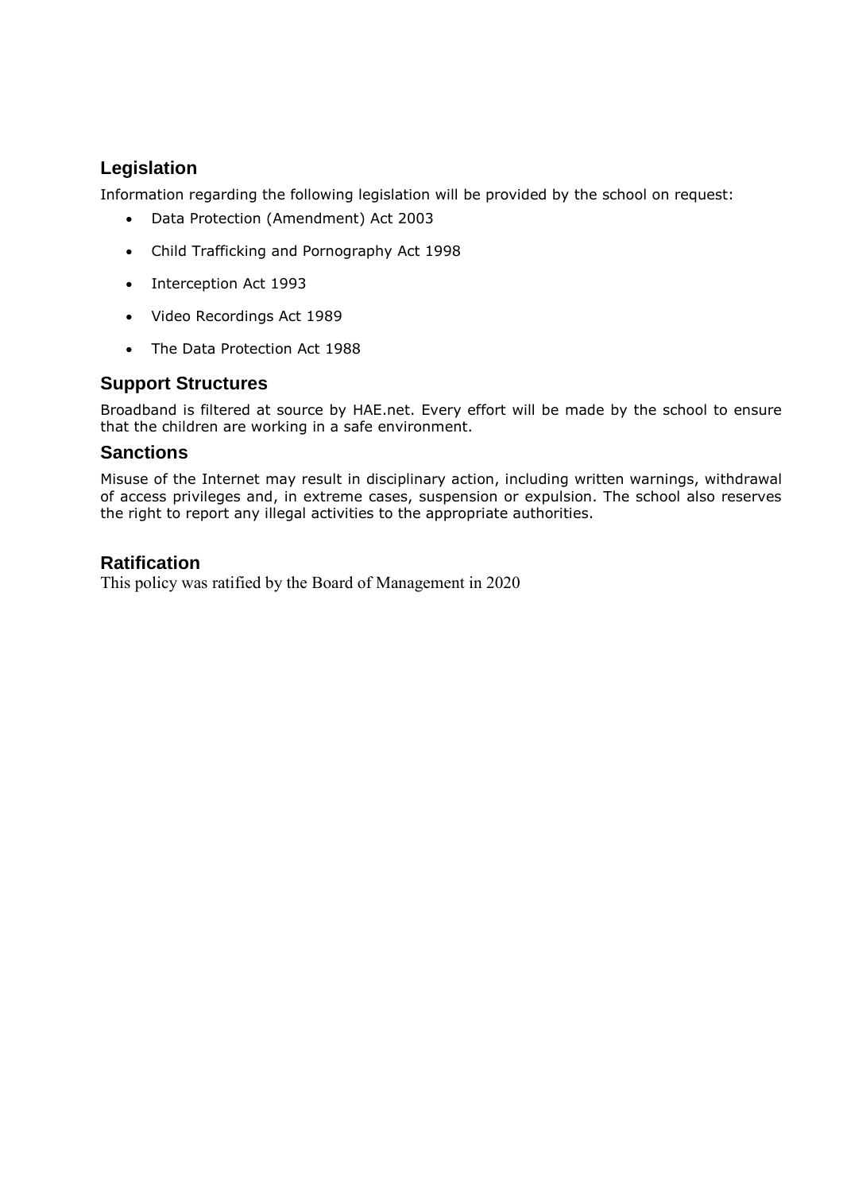## Legislation

Information regarding the following legislation will be provided by the school on request:

- Data Protection (Amendment) Act 2003
- Child Trafficking and Pornography Act 1998
- Interception Act 1993
- Video Recordings Act 1989
- The Data Protection Act 1988

## Support Structures

Broadband is filtered at source by HAE.net. Every effort will be made by the school to ensure that the children are working in a safe environment.

## Sanctions

Misuse of the Internet may result in disciplinary action, including written warnings, withdrawal of access privileges and, in extreme cases, suspension or expulsion. The school also reserves the right to report any illegal activities to the appropriate authorities.

## Ratification

This policy was ratified by the Board of Management in 2020